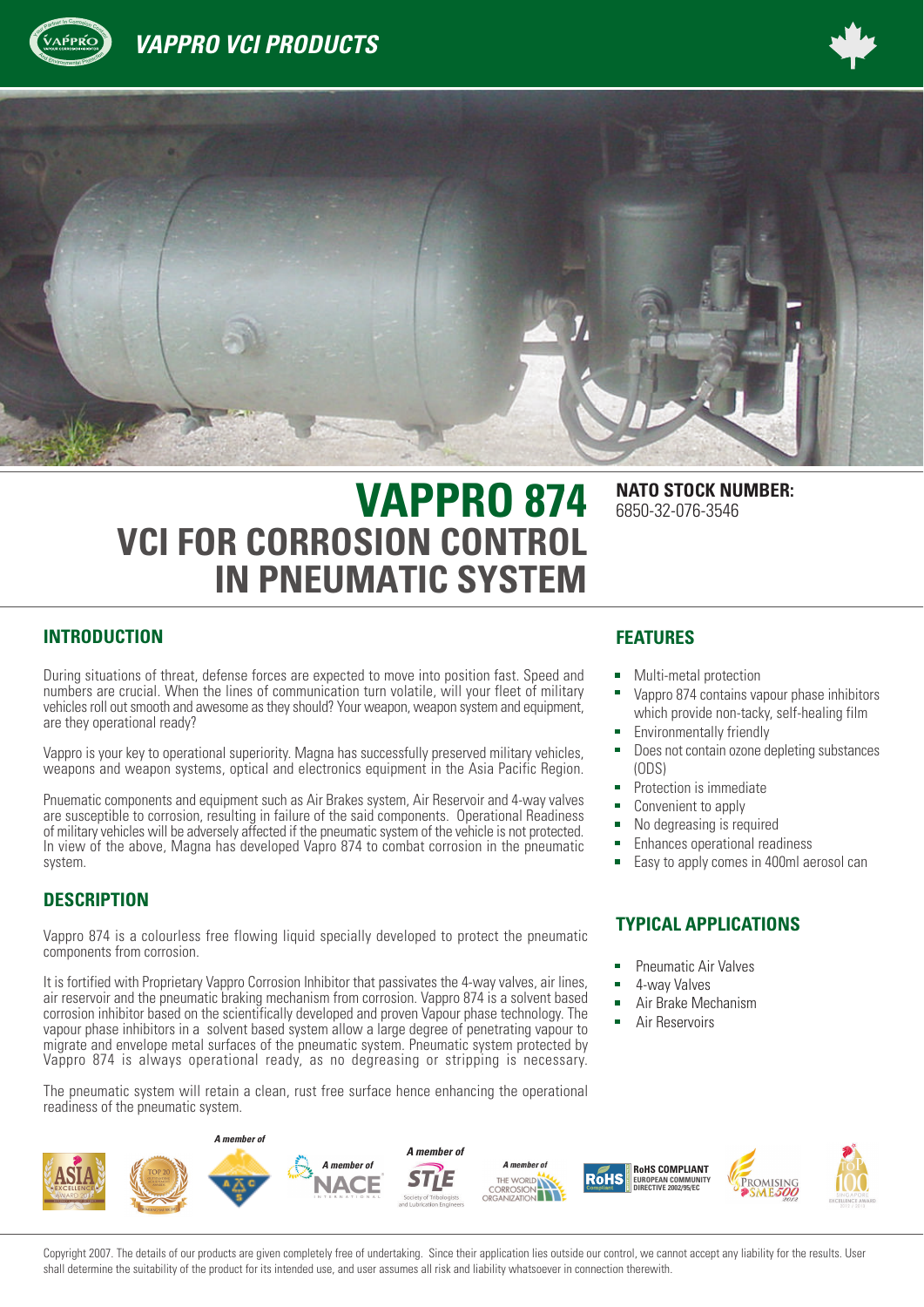# VAPPRO 874

## VCI FOR CORROSION CONTROL IN PNEUMATIC SYSTEM

**NATO STOCK NUMBER:**
6850-32-076-3546

## INTRODUCTION

During situations of threat, defense forces are expected to move into position fast. Speed and numbers are crucial. When the lines of communication turn volatile, will your fleet of military vehicles roll out smooth and awesome as they should? Your weapon, weapon system and equipment, are they operational ready?

Vappro is your key to operational superiority. Magna has successfully preserved military vehicles, weapons and weapon systems, optical and electronics equipment in the Asia Pacific Region.

Pnuematic components and equipment such as Air Brakes system, Air Reservoir and 4-way valves are susceptible to corrosion, resulting in failure of the said components. Operational Readiness of military vehicles will be adversely affected if the pneumatic system of the vehicle is not protected. In view of the above, Magna has developed Vapro 874 to combat corrosion in the pneumatic system.

## DESCRIPTION

Vappro 874 is a colourless free flowing liquid specially developed to protect the pneumatic components from corrosion.

It is fortified with Proprietary Vappro Corrosion Inhibitor that passivates the 4-way valves, air lines, air reservoir and the pneumatic braking mechanism from corrosion. Vappro 874 is a solvent based corrosion inhibitor based on the scientifically developed and proven Vapour phase technology. The vapour phase inhibitors in a solvent based system allow a large degree of penetrating vapour to migrate and envelope metal surfaces of the pneumatic system. Pneumatic system protected by Vappro 874 is always operational ready, as no degreasing or stripping is necessary.

The pneumatic system will retain a clean, rust free surface hence enhancing the operational readiness of the pneumatic system.

## FEATURES

- Multi-metal protection
- Vappro 874 contains vapour phase inhibitors which provide non-tacky, self-healing film
- Environmentally friendly
- Does not contain ozone depleting substances (ODS)
- Protection is immediate
- Convenient to apply
- No degreasing is required
- Enhances operational readiness
- Easy to apply comes in 400ml aerosol can

## TYPICAL APPLICATIONS

- Pneumatic Air Valves
- 4-way Valves
- Air Brake Mechanism
- Air Reservoirs

A member of · A member of NACE · A member of STLE · A member of The World Corrosion Organization · RoHS COMPLIANT EUROPEAN COMMUNITY DIRECTIVE 2002/95/EC

Copyright 2007. The details of our products are given completely free of undertaking. Since their application lies outside our control, we cannot accept any liability for the results. User shall determine the suitability of the product for its intended use, and user assumes all risk and liability whatsoever in connection therewith.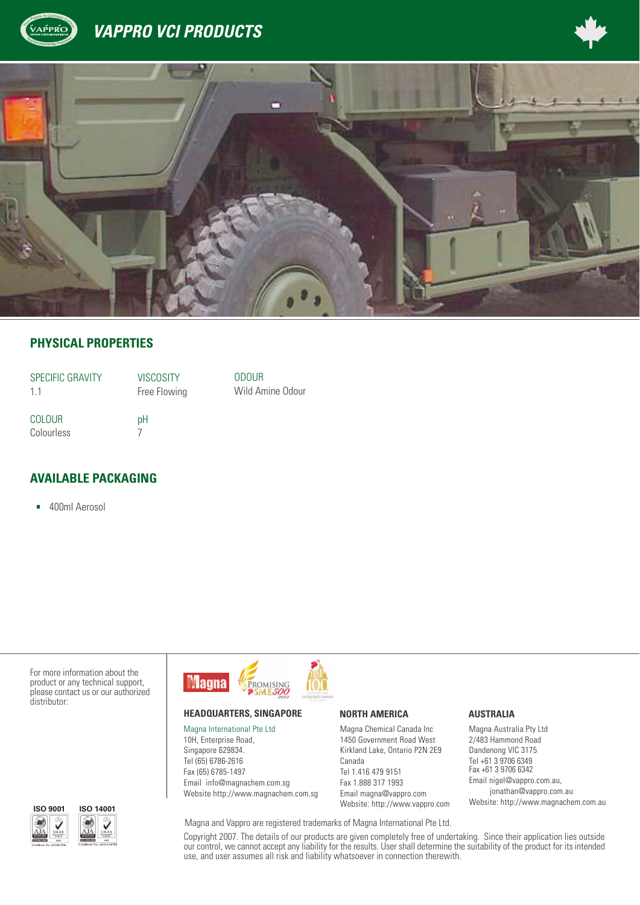## PHYSICAL PROPERTIES

| | | |
|---|---|---|
| SPECIFIC GRAVITY<br>1.1 | VISCOSITY<br>Free Flowing | ODOUR<br>Wild Amine Odour |
| COLOUR<br>Colourless | pH<br>7 | |

## AVAILABLE PACKAGING

- 400ml Aerosol

For more information about the product or any technical support, please contact us or our authorized distributor:

### HEADQUARTERS, SINGAPORE

Magna International Pte Ltd
10H, Enterprise Road,
Singapore 629834.
Tel (65) 6786-2616
Fax (65) 6785-1497
Email info@magnachem.com.sg
Website http://www.magnachem.com.sg

### NORTH AMERICA

Magna Chemical Canada Inc
1450 Government Road West
Kirkland Lake, Ontario P2N 2E9
Canada
Tel 1.416 479 9151
Fax 1.888 317 1993
Email magna@vappro.com
Website: http://www.vappro.com

### AUSTRALIA

Magna Australia Pty Ltd
2/483 Hammond Road
Dandenong VIC 3175
Tel +61 3 9706 6349
Fax +61 3 9706 6342
Email nigel@vappro.com.au,
jonathan@vappro.com.au
Website: http://www.magnachem.com.au

ISO 9001 ISO 14001

Magna and Vappro are registered trademarks of Magna International Pte Ltd.

Copyright 2007. The details of our products are given completely free of undertaking. Since their application lies outside our control, we cannot accept any liability for the results. User shall determine the suitability of the product for its intended use, and user assumes all risk and liability whatsoever in connection therewith.